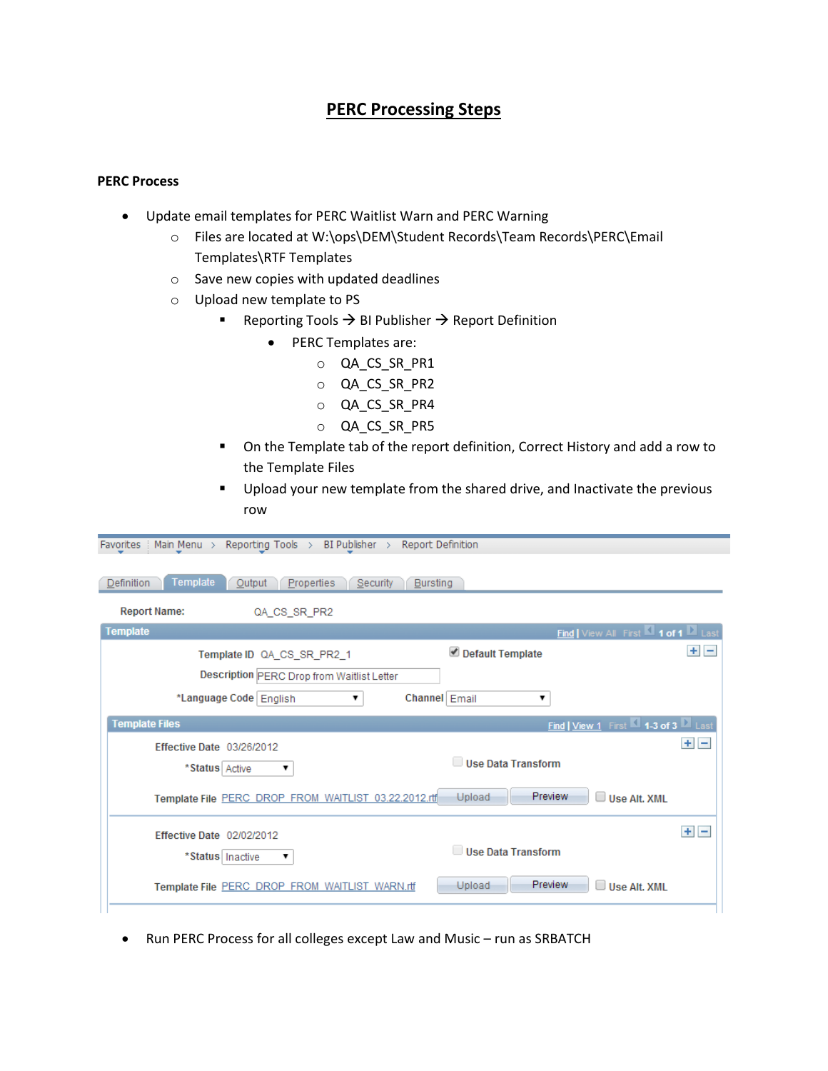# PERC Processing Steps

**PERC Process**

- Update email templates for PERC Waitlist Warn and PERC Warning
  - Files are located at W:\ops\DEM\Student Records\Team Records\PERC\Email Templates\RTF Templates
  - Save new copies with updated deadlines
  - Upload new template to PS
    - Reporting Tools → BI Publisher → Report Definition
      - PERC Templates are:
        - QA_CS_SR_PR1
        - QA_CS_SR_PR2
        - QA_CS_SR_PR4
        - QA_CS_SR_PR5
    - On the Template tab of the report definition, Correct History and add a row to the Template Files
    - Upload your new template from the shared drive, and Inactivate the previous row

Favorites > Main Menu > Reporting Tools > BI Publisher > Report Definition

Definition | Template | Output | Properties | Security | Bursting

Report Name: QA_CS_SR_PR2

**Template** — Find | View All — First 1 of 1 Last

Template ID: QA_CS_SR_PR2_1 — Default Template (checked)

Description: PERC Drop from Waitlist Letter

*Language Code: English — Channel: Email

**Template Files** — Find | View 1 — First 1-3 of 3 Last

Effective Date: 03/26/2012
*Status: Active — Use Data Transform
Template File: PERC_DROP_FROM_WAITLIST_03.22.2012.rtf — Upload — Preview — Use Alt. XML

Effective Date: 02/02/2012
*Status: Inactive — Use Data Transform
Template File: PERC_DROP_FROM_WAITLIST_WARN.rtf — Upload — Preview — Use Alt. XML

- Run PERC Process for all colleges except Law and Music – run as SRBATCH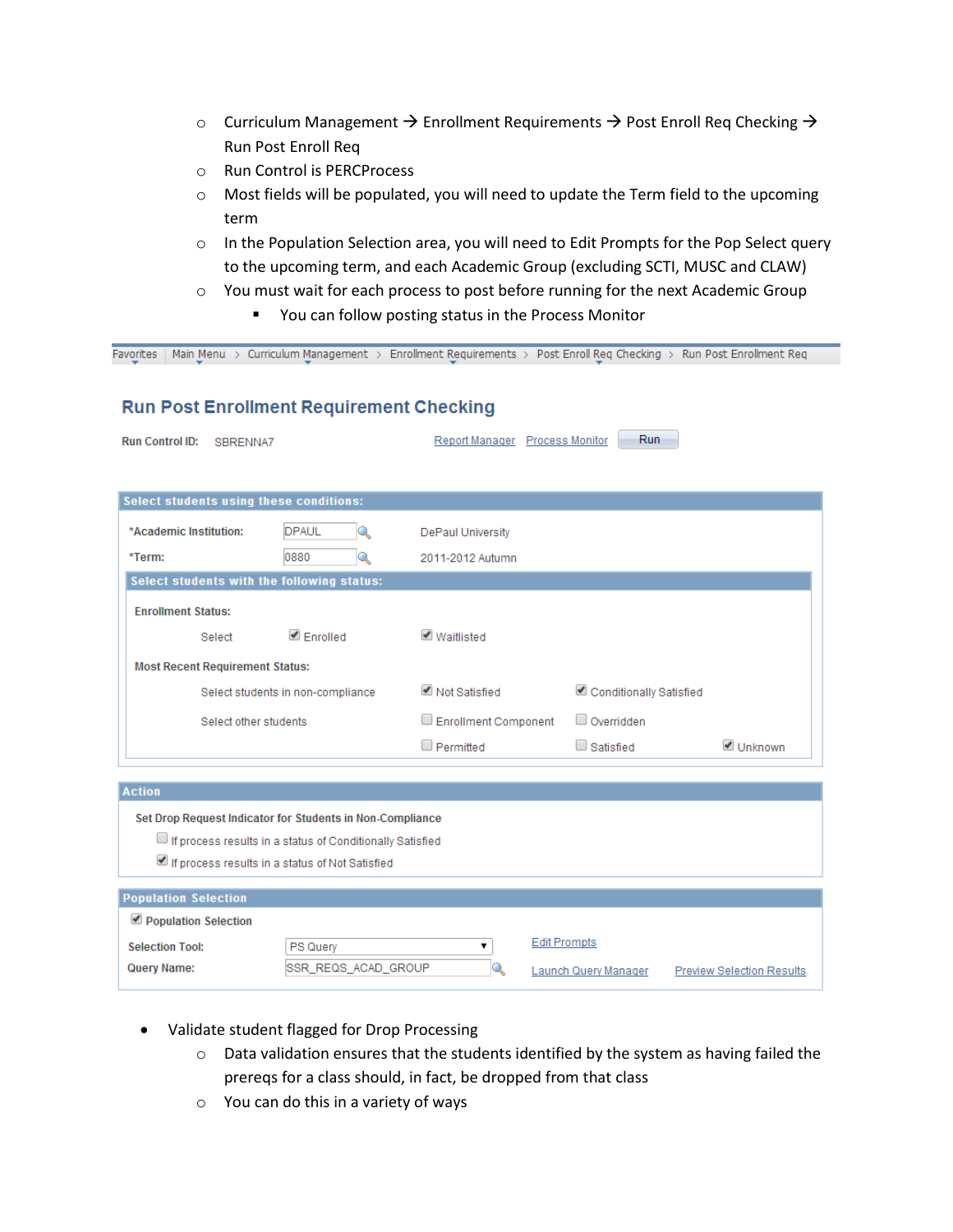- Curriculum Management → Enrollment Requirements → Post Enroll Req Checking → Run Post Enroll Req
- Run Control is PERCProcess
- Most fields will be populated, you will need to update the Term field to the upcoming term
- In the Population Selection area, you will need to Edit Prompts for the Pop Select query to the upcoming term, and each Academic Group (excluding SCTI, MUSC and CLAW)
- You must wait for each process to post before running for the next Academic Group
  - You can follow posting status in the Process Monitor

Favorites | Main Menu > Curriculum Management > Enrollment Requirements > Post Enroll Req Checking > Run Post Enrollment Req

## Run Post Enrollment Requirement Checking

**Run Control ID:** SBRENNA7 — Report Manager | Process Monitor | Run

**Select students using these conditions:**

- *Academic Institution: DPAUL — DePaul University
- *Term: 0880 — 2011-2012 Autumn

**Select students with the following status:**

Enrollment Status:

- Select: ☑ Enrolled ☑ Waitlisted

Most Recent Requirement Status:

- Select students in non-compliance: ☑ Not Satisfied ☑ Conditionally Satisfied
- Select other students: ☐ Enrollment Component ☐ Overridden ☐ Permitted ☐ Satisfied ☑ Unknown

**Action**

Set Drop Request Indicator for Students in Non-Compliance

- ☐ If process results in a status of Conditionally Satisfied
- ☑ If process results in a status of Not Satisfied

**Population Selection**

- ☑ Population Selection
- Selection Tool: PS Query — Edit Prompts
- Query Name: SSR_REQS_ACAD_GROUP — Launch Query Manager | Preview Selection Results

- Validate student flagged for Drop Processing
  - Data validation ensures that the students identified by the system as having failed the prereqs for a class should, in fact, be dropped from that class
  - You can do this in a variety of ways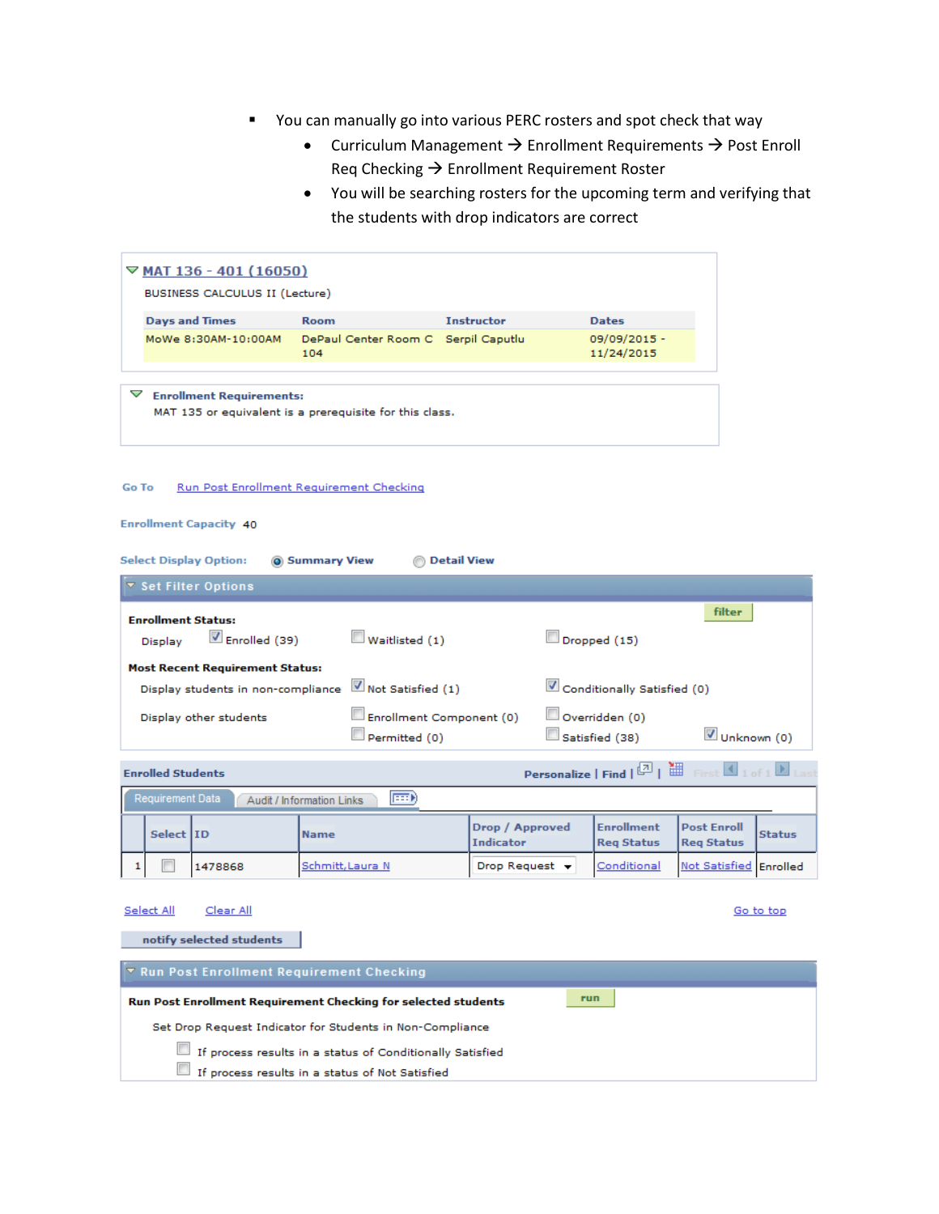- You can manually go into various PERC rosters and spot check that way
  - Curriculum Management → Enrollment Requirements → Post Enroll Req Checking → Enrollment Requirement Roster
  - You will be searching rosters for the upcoming term and verifying that the students with drop indicators are correct

**MAT 136 - 401 (16050)**

BUSINESS CALCULUS II (Lecture)

| Days and Times | Room | Instructor | Dates |
|---|---|---|---|
| MoWe 8:30AM-10:00AM | DePaul Center Room C 104 | Serpil Caputlu | 09/09/2015 - 11/24/2015 |

**Enrollment Requirements:**

MAT 135 or equivalent is a prerequisite for this class.

Go To Run Post Enrollment Requirement Checking

Enrollment Capacity 40

Select Display Option: (●) Summary View ( ) Detail View

**Set Filter Options**

filter

**Enrollment Status:**

Display ☑ Enrolled (39) ☐ Waitlisted (1) ☐ Dropped (15)

**Most Recent Requirement Status:**

Display students in non-compliance ☑ Not Satisfied (1) ☑ Conditionally Satisfied (0)

Display other students ☐ Enrollment Component (0) ☐ Overridden (0)

☐ Permitted (0) ☐ Satisfied (38) ☑ Unknown (0)

**Enrolled Students** Personalize | Find | First 1 of 1 Last

Requirement Data | Audit / Information Links

| | Select | ID | Name | Drop / Approved Indicator | Enrollment Req Status | Post Enroll Req Status | Status |
|---|---|---|---|---|---|---|---|
| 1 | ☐ | 1478868 | Schmitt,Laura N | Drop Request | Conditional | Not Satisfied | Enrolled |

Select All Clear All Go to top

notify selected students

**Run Post Enrollment Requirement Checking**

**Run Post Enrollment Requirement Checking for selected students** run

Set Drop Request Indicator for Students in Non-Compliance

☐ If process results in a status of Conditionally Satisfied

☐ If process results in a status of Not Satisfied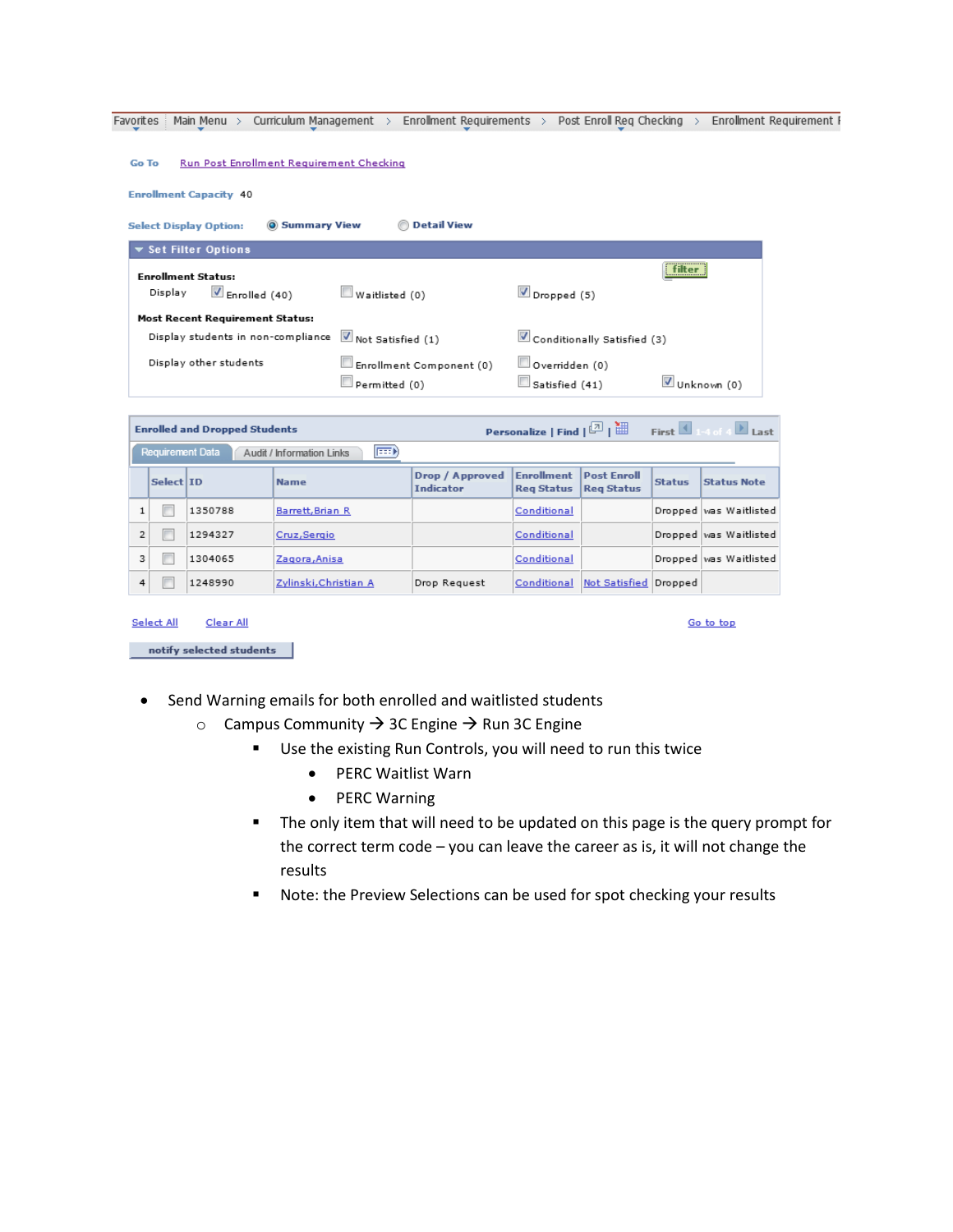Favorites | Main Menu > Curriculum Management > Enrollment Requirements > Post Enroll Req Checking > Enrollment Requirement

Go To  Run Post Enrollment Requirement Checking

Enrollment Capacity 40

Select Display Option: (•) Summary View  ( ) Detail View

**Set Filter Options**

Enrollment Status:
Display  [x] Enrolled (40)  [ ] Waitlisted (0)  [x] Dropped (5)

Most Recent Requirement Status:
Display students in non-compliance  [x] Not Satisfied (1)  [x] Conditionally Satisfied (3)
Display other students  [ ] Enrollment Component (0)  [ ] Overridden (0)
[ ] Permitted (0)  [ ] Satisfied (41)  [x] Unknown (0)

filter

**Enrolled and Dropped Students**  Personalize | Find | First 1-4 of 4 Last

Requirement Data | Audit / Information Links

|  | Select | ID | Name | Drop / Approved Indicator | Enrollment Req Status | Post Enroll Req Status | Status | Status Note |
|---|---|---|---|---|---|---|---|---|
| 1 | [ ] | 1350788 | Barrett,Brian R |  | Conditional |  | Dropped | was Waitlisted |
| 2 | [ ] | 1294327 | Cruz,Sergio |  | Conditional |  | Dropped | was Waitlisted |
| 3 | [ ] | 1304065 | Zagora,Anisa |  | Conditional |  | Dropped | was Waitlisted |
| 4 | [ ] | 1248990 | Zylinski,Christian A | Drop Request | Conditional | Not Satisfied | Dropped |  |

Select All  Clear All  Go to top

notify selected students

- Send Warning emails for both enrolled and waitlisted students
  - Campus Community → 3C Engine → Run 3C Engine
    - Use the existing Run Controls, you will need to run this twice
      - PERC Waitlist Warn
      - PERC Warning
    - The only item that will need to be updated on this page is the query prompt for the correct term code – you can leave the career as is, it will not change the results
    - Note: the Preview Selections can be used for spot checking your results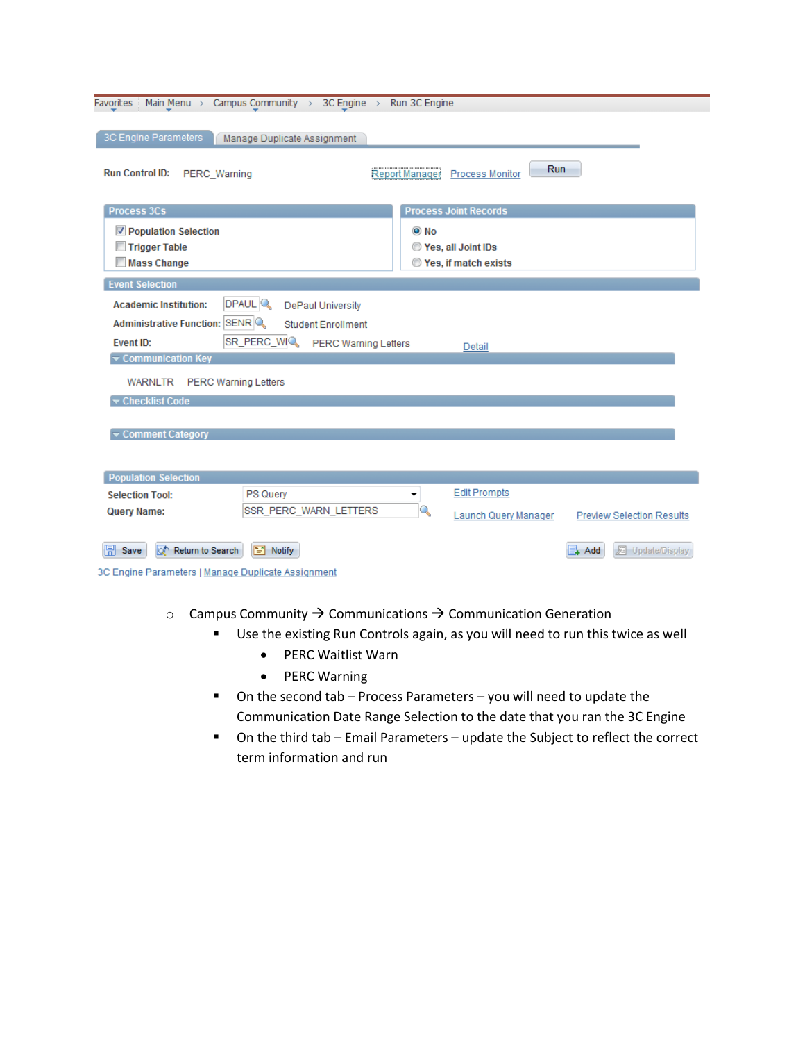Favorites | Main Menu > Campus Community > 3C Engine > Run 3C Engine

3C Engine Parameters | Manage Duplicate Assignment

**Run Control ID:** PERC_Warning    Report Manager   Process Monitor   Run

**Process 3Cs**
- [x] Population Selection
- [ ] Trigger Table
- [ ] Mass Change

**Process Joint Records**
- (•) No
- ( ) Yes, all Joint IDs
- ( ) Yes, if match exists

**Event Selection**

**Academic Institution:** DPAUL  DePaul University
**Administrative Function:** SENR  Student Enrollment
**Event ID:** SR_PERC_WI  PERC Warning Letters  Detail

**Communication Key**

WARNLTR  PERC Warning Letters

**Checklist Code**

**Comment Category**

**Population Selection**

**Selection Tool:** PS Query  Edit Prompts
**Query Name:** SSR_PERC_WARN_LETTERS  Launch Query Manager  Preview Selection Results

Save | Return to Search | Notify | Add | Update/Display

3C Engine Parameters | Manage Duplicate Assignment

- Campus Community → Communications → Communication Generation
  - Use the existing Run Controls again, as you will need to run this twice as well
    - PERC Waitlist Warn
    - PERC Warning
  - On the second tab – Process Parameters – you will need to update the Communication Date Range Selection to the date that you ran the 3C Engine
  - On the third tab – Email Parameters – update the Subject to reflect the correct term information and run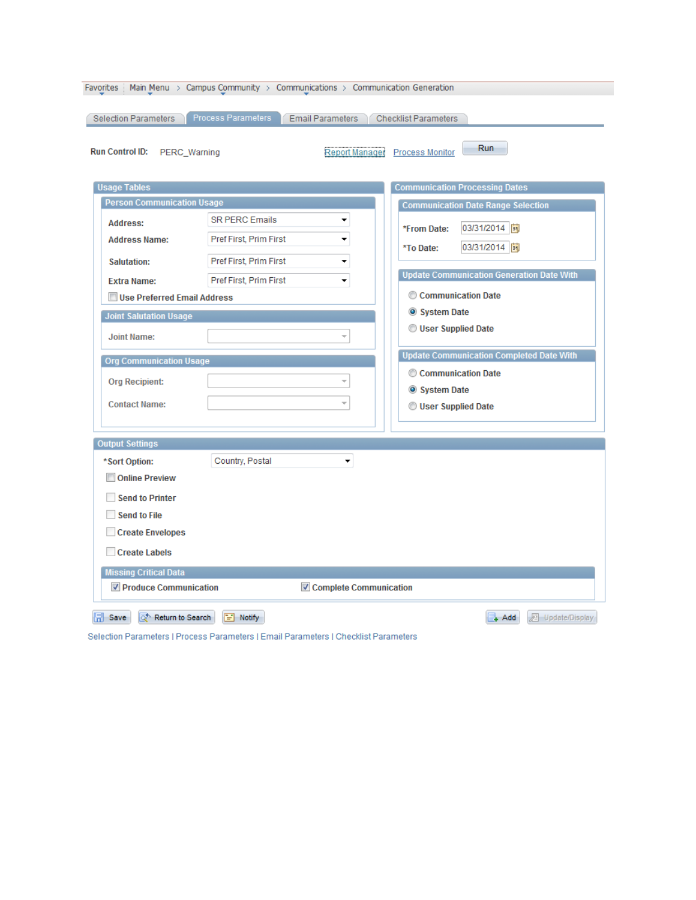Favorites | Main Menu > Campus Community > Communications > Communication Generation

Selection Parameters | **Process Parameters** | Email Parameters | Checklist Parameters

**Run Control ID:** PERC_Warning    Report Manager    Process Monitor    Run

## Usage Tables

### Person Communication Usage

| | |
|---|---|
| **Address:** | SR PERC Emails |
| **Address Name:** | Pref First, Prim First |
| **Salutation:** | Pref First, Prim First |
| **Extra Name:** | Pref First, Prim First |

☐ Use Preferred Email Address

### Joint Salutation Usage

Joint Name:

### Org Communication Usage

Org Recipient:

Contact Name:

## Communication Processing Dates

### Communication Date Range Selection

*From Date: 03/31/2014

*To Date: 03/31/2014

### Update Communication Generation Date With

- ○ Communication Date
- ◉ System Date
- ○ User Supplied Date

### Update Communication Completed Date With

- ○ Communication Date
- ◉ System Date
- ○ User Supplied Date

## Output Settings

*Sort Option: Country, Postal

- ☐ Online Preview
- ☐ Send to Printer
- ☐ Send to File
- ☐ Create Envelopes
- ☐ Create Labels

### Missing Critical Data

☑ Produce Communication    ☑ Complete Communication

Save | Return to Search | Notify    Add | Update/Display

Selection Parameters | Process Parameters | Email Parameters | Checklist Parameters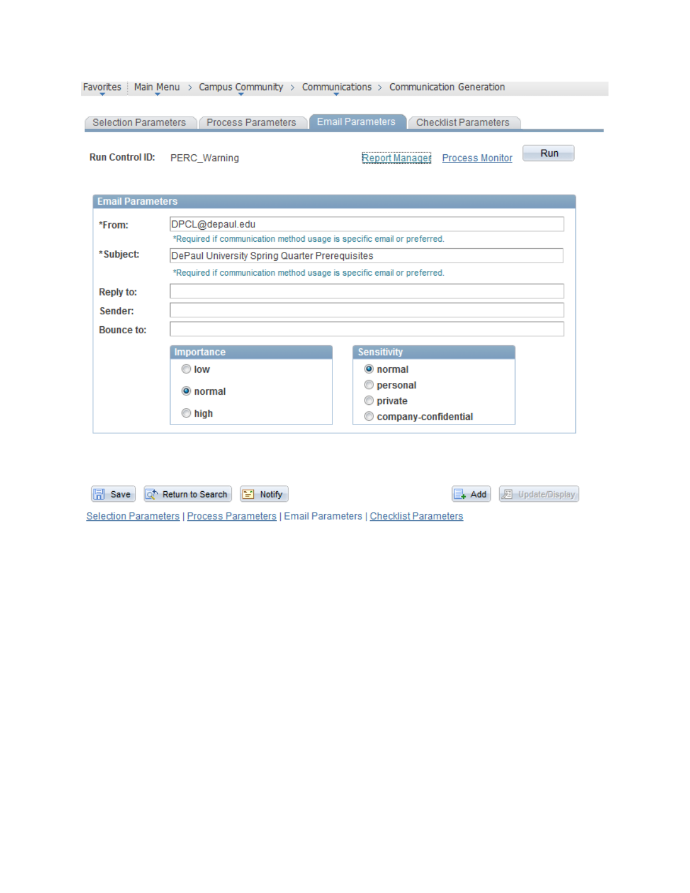Favorites | Main Menu > Campus Community > Communications > Communication Generation

Selection Parameters | Process Parameters | Email Parameters | Checklist Parameters

**Run Control ID:** PERC_Warning  Report Manager  Process Monitor  Run

**Email Parameters**

| | |
|---|---|
| ***From:** | DPCL@depaul.edu |
| | *Required if communication method usage is specific email or preferred. |
| ***Subject:** | DePaul University Spring Quarter Prerequisites |
| | *Required if communication method usage is specific email or preferred. |
| **Reply to:** | |
| **Sender:** | |
| **Bounce to:** | |

**Importance**

- low
- normal (selected)
- high

**Sensitivity**

- normal (selected)
- personal
- private
- company-confidential

Save | Return to Search | Notify | Add | Update/Display

Selection Parameters | Process Parameters | Email Parameters | Checklist Parameters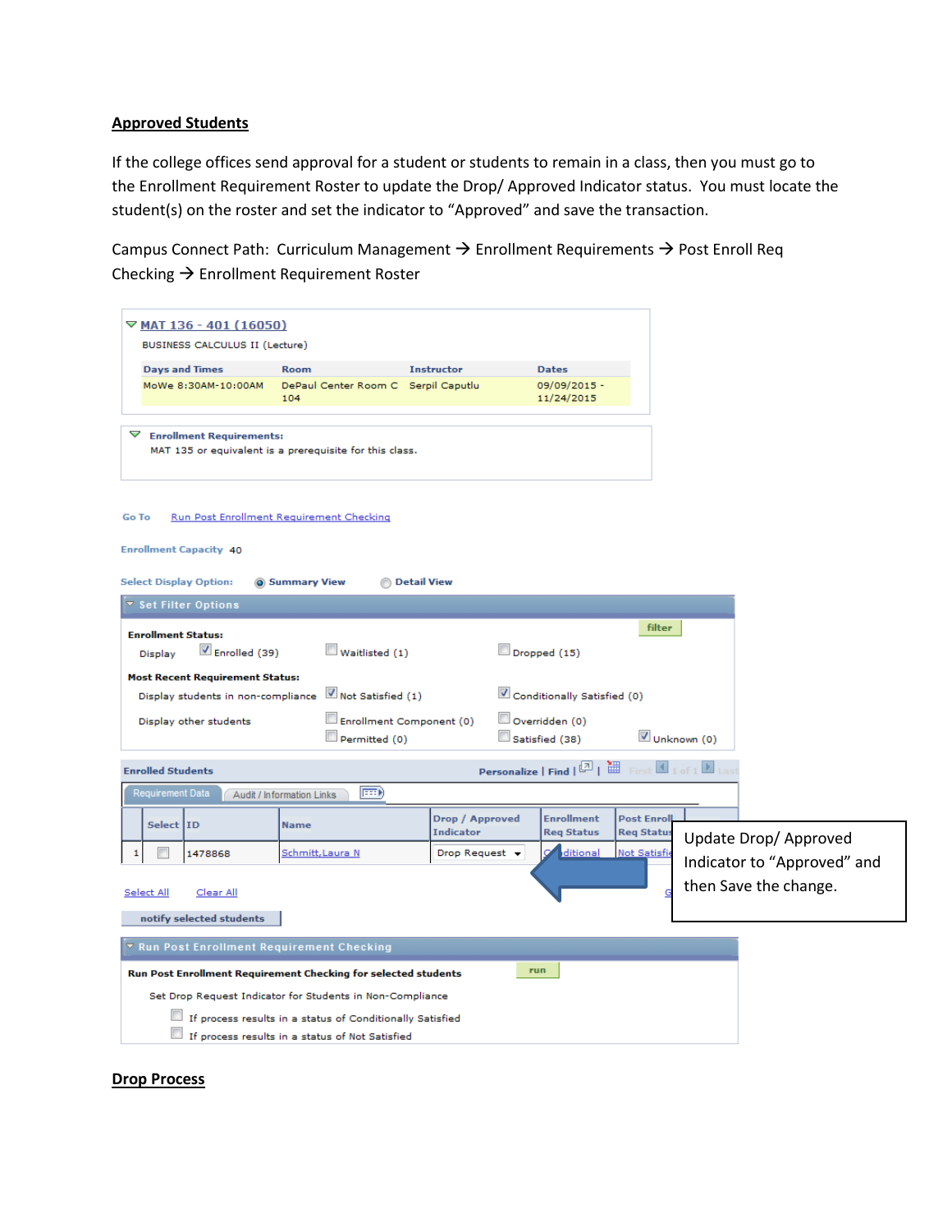## Approved Students

If the college offices send approval for a student or students to remain in a class, then you must go to the Enrollment Requirement Roster to update the Drop/ Approved Indicator status. You must locate the student(s) on the roster and set the indicator to "Approved" and save the transaction.

Campus Connect Path: Curriculum Management → Enrollment Requirements → Post Enroll Req Checking → Enrollment Requirement Roster

MAT 136 - 401 (16050)

BUSINESS CALCULUS II (Lecture)

| Days and Times | Room | Instructor | Dates |
| --- | --- | --- | --- |
| MoWe 8:30AM-10:00AM | DePaul Center Room C 104 | Serpil Caputlu | 09/09/2015 - 11/24/2015 |

Enrollment Requirements:
MAT 135 or equivalent is a prerequisite for this class.

Go To Run Post Enrollment Requirement Checking

Enrollment Capacity 40

Select Display Option: Summary View Detail View

Set Filter Options

Enrollment Status:
Display: Enrolled (39) Waitlisted (1) Dropped (15)

Most Recent Requirement Status:
Display students in non-compliance: Not Satisfied (1) Conditionally Satisfied (0)
Display other students: Enrollment Component (0) Overridden (0) Permitted (0) Satisfied (38) Unknown (0)

Enrolled Students

Requirement Data | Audit / Information Links

| | Select | ID | Name | Drop / Approved Indicator | Enrollment Req Status | Post Enroll Req Status |
| --- | --- | --- | --- | --- | --- | --- |
| 1 | | 1478868 | Schmitt,Laura N | Drop Request | Conditional | Not Satisfied |

Select All Clear All

notify selected students

Update Drop/ Approved Indicator to "Approved" and then Save the change.

Run Post Enrollment Requirement Checking

Run Post Enrollment Requirement Checking for selected students run

Set Drop Request Indicator for Students in Non-Compliance
- If process results in a status of Conditionally Satisfied
- If process results in a status of Not Satisfied

## Drop Process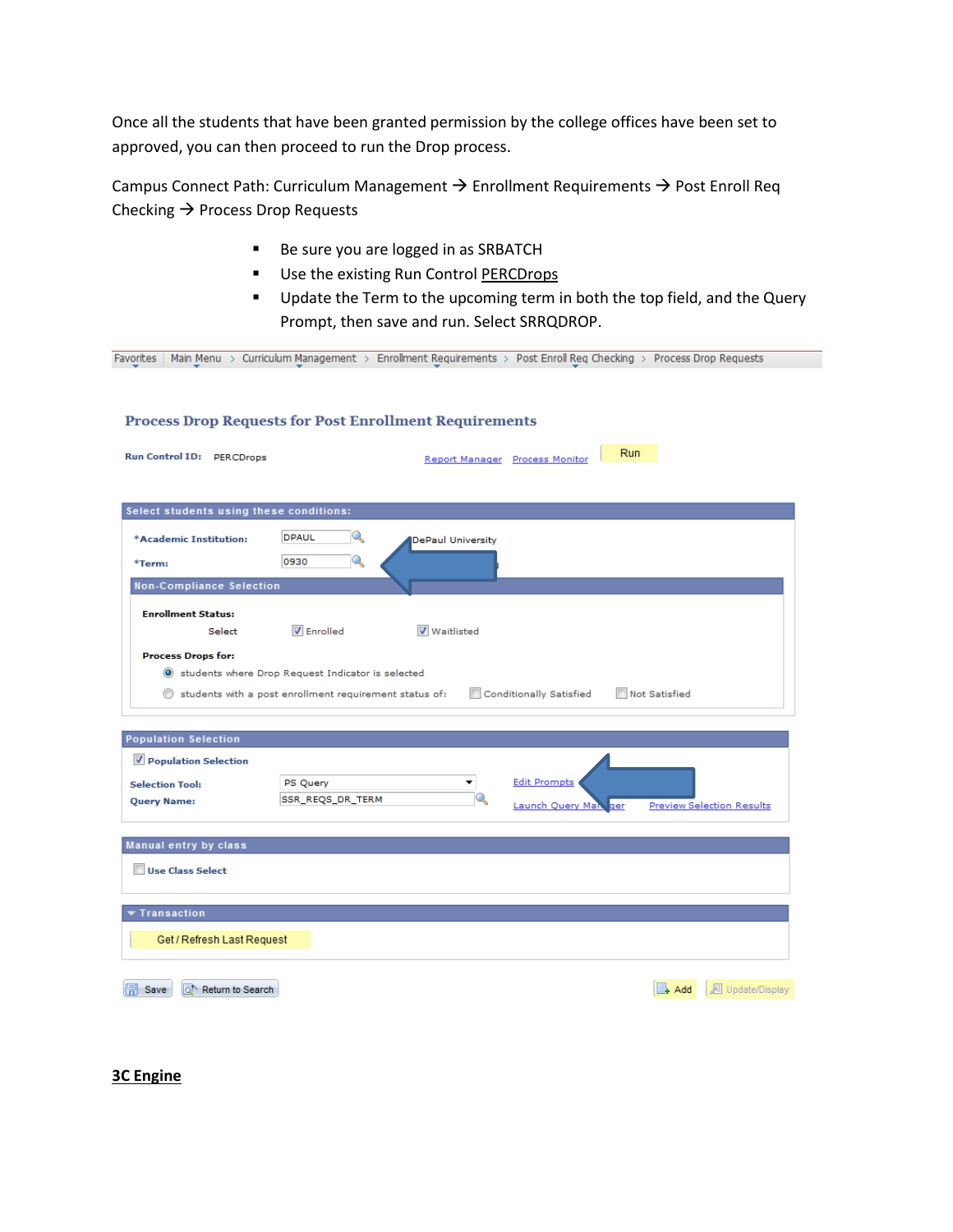Once all the students that have been granted permission by the college offices have been set to approved, you can then proceed to run the Drop process.

Campus Connect Path: Curriculum Management → Enrollment Requirements → Post Enroll Req Checking → Process Drop Requests

- Be sure you are logged in as SRBATCH
- Use the existing Run Control PERCDrops
- Update the Term to the upcoming term in both the top field, and the Query Prompt, then save and run. Select SRRQDROP.

Favorites | Main Menu > Curriculum Management > Enrollment Requirements > Post Enroll Req Checking > Process Drop Requests

**Process Drop Requests for Post Enrollment Requirements**

**Run Control ID:** PERCDrops   Report Manager   Process Monitor   Run

**Select students using these conditions:**

*Academic Institution: DPAUL DePaul University

*Term: 0930

**Non-Compliance Selection**

**Enrollment Status:**

Select ☑ Enrolled ☑ Waitlisted

**Process Drops for:**

◉ students where Drop Request Indicator is selected

○ students with a post enrollment requirement status of: ☐ Conditionally Satisfied ☐ Not Satisfied

**Population Selection**

☑ Population Selection

**Selection Tool:** PS Query   Edit Prompts

**Query Name:** SSR_REQS_DR_TERM   Launch Query Manager   Preview Selection Results

**Manual entry by class**

☐ Use Class Select

**Transaction**

Get / Refresh Last Request

Save   Return to Search   Add   Update/Display

## 3C Engine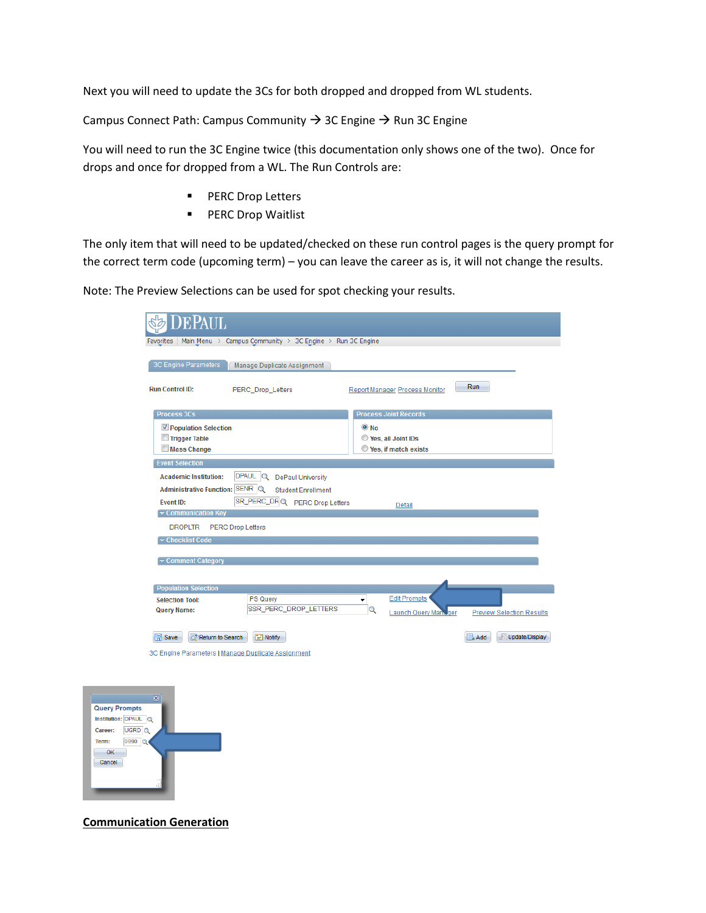Next you will need to update the 3Cs for both dropped and dropped from WL students.

Campus Connect Path: Campus Community → 3C Engine → Run 3C Engine

You will need to run the 3C Engine twice (this documentation only shows one of the two). Once for drops and once for dropped from a WL. The Run Controls are:

- PERC Drop Letters
- PERC Drop Waitlist

The only item that will need to be updated/checked on these run control pages is the query prompt for the correct term code (upcoming term) – you can leave the career as is, it will not change the results.

Note: The Preview Selections can be used for spot checking your results.

**Communication Generation**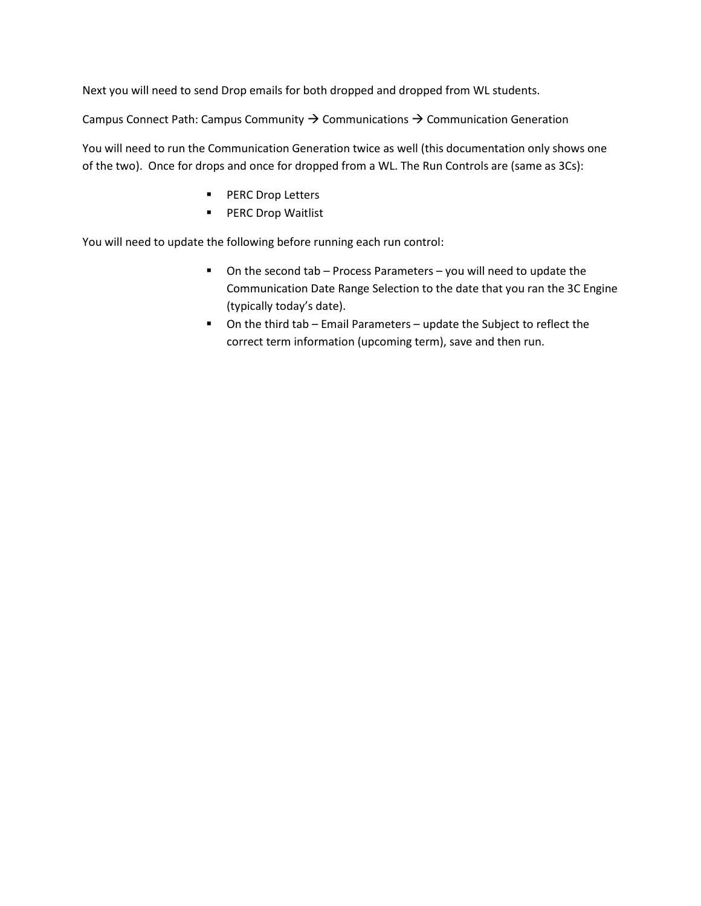Next you will need to send Drop emails for both dropped and dropped from WL students.

Campus Connect Path: Campus Community → Communications → Communication Generation

You will need to run the Communication Generation twice as well (this documentation only shows one of the two). Once for drops and once for dropped from a WL. The Run Controls are (same as 3Cs):

- PERC Drop Letters
- PERC Drop Waitlist

You will need to update the following before running each run control:

- On the second tab – Process Parameters – you will need to update the Communication Date Range Selection to the date that you ran the 3C Engine (typically today's date).
- On the third tab – Email Parameters – update the Subject to reflect the correct term information (upcoming term), save and then run.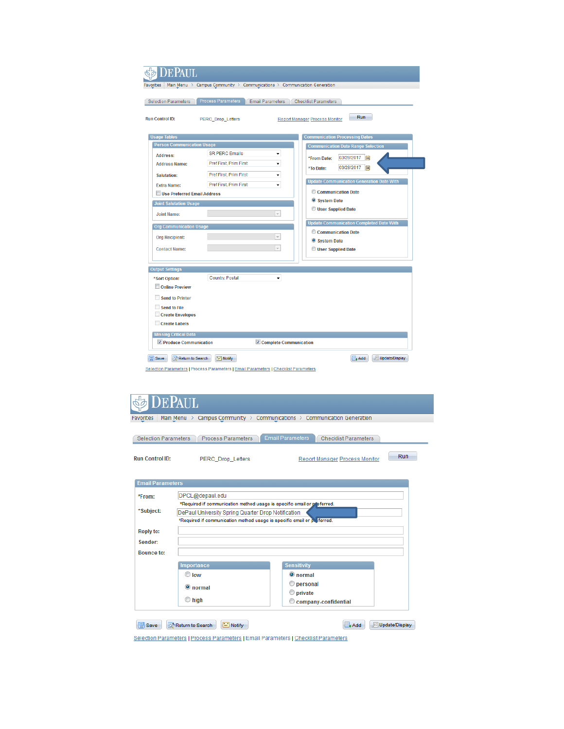DEPAUL

Favorites | Main Menu > Campus Community > Communications > Communication Generation

Selection Parameters | Process Parameters | Email Parameters | Checklist Parameters

Run Control ID: PERC_Drop_Letters    Report Manager  Process Monitor    Run

**Usage Tables**

**Person Communication Usage**

- Address: SR PERC Emails
- Address Name: Pref First, Prim First
- Salutation: Pref First, Prim First
- Extra Name: Pref First, Prim First
- ☐ Use Preferred Email Address

**Joint Salutation Usage**

- Joint Name:

**Org Communication Usage**

- Org Recipient:
- Contact Name:

**Communication Processing Dates**

**Communication Date Range Selection**

- *From Date: 03/28/2017
- *To Date: 03/28/2017

**Update Communication Generation Date With**

- ○ Communication Date
- ◉ System Date
- ○ User Supplied Date

**Update Communication Completed Date With**

- ○ Communication Date
- ◉ System Date
- ○ User Supplied Date

**Output Settings**

- *Sort Option: Country, Postal
- ☐ Online Preview
- ☐ Send to Printer
- ☐ Send to File
- ☐ Create Envelopes
- ☐ Create Labels

**Missing Critical Data**

- ☑ Produce Communication
- ☑ Complete Communication

Save | Return to Search | Notify | Add | Update/Display

Selection Parameters | Process Parameters | Email Parameters | Checklist Parameters

DEPAUL

Favorites | Main Menu > Campus Community > Communications > Communication Generation

Selection Parameters | Process Parameters | Email Parameters | Checklist Parameters

Run Control ID: PERC_Drop_Letters    Report Manager  Process Monitor    Run

**Email Parameters**

- *From: DPCL@depaul.edu
  - *Required if communication method usage is specific email or preferred.
- *Subject: DePaul University Spring Quarter Drop Notification
  - *Required if communication method usage is specific email or preferred.
- Reply to:
- Sender:
- Bounce to:

**Importance**

- ○ low
- ◉ normal
- ○ high

**Sensitivity**

- ◉ normal
- ○ personal
- ○ private
- ○ company-confidential

Save | Return to Search | Notify | Add | Update/Display

Selection Parameters | Process Parameters | Email Parameters | Checklist Parameters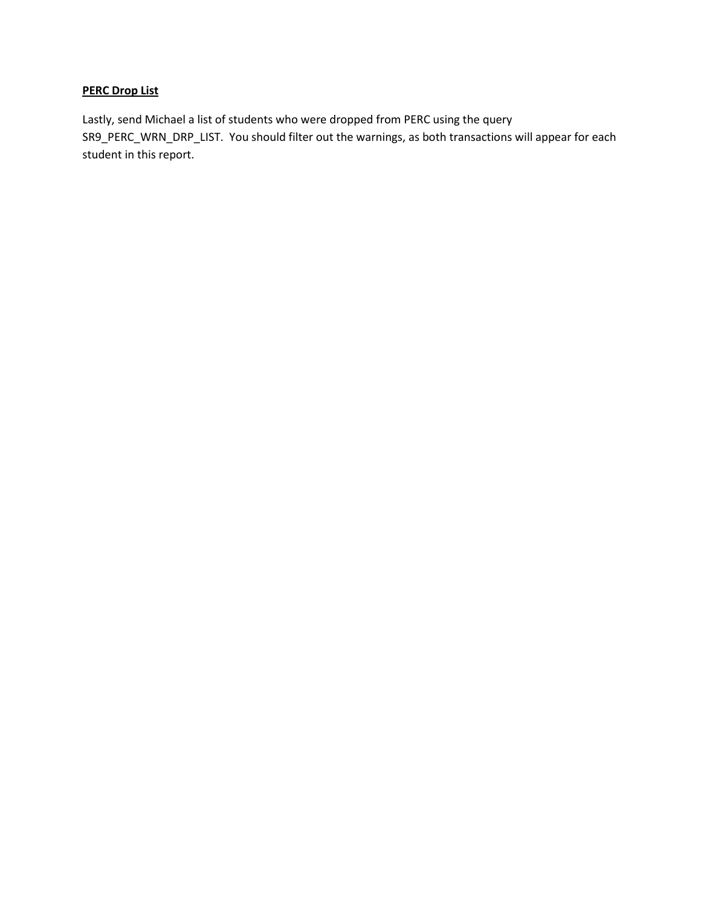**PERC Drop List**

Lastly, send Michael a list of students who were dropped from PERC using the query SR9_PERC_WRN_DRP_LIST. You should filter out the warnings, as both transactions will appear for each student in this report.